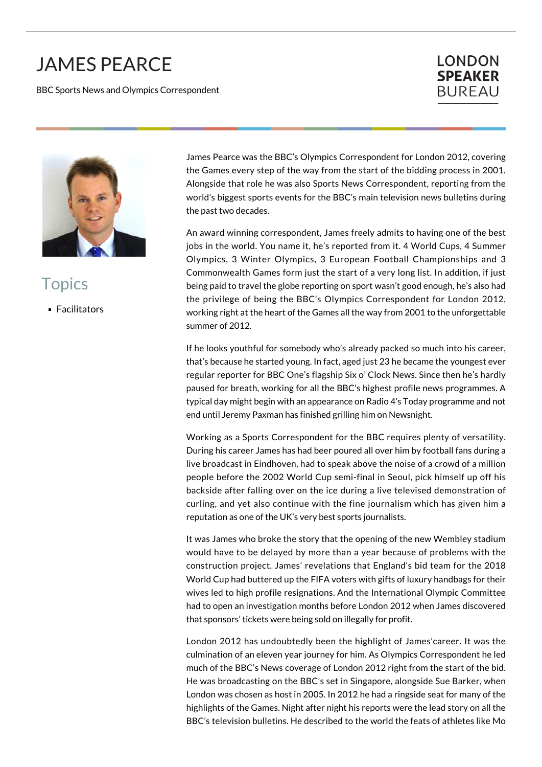# JAMES PEARCE

BBC Sports News and Olympics Correspondent

LONDON **SPEAKER** BUREAU

## Topics

- Facilitators

James Pearce was the BBC's Olympics Correspondent for London 2012, covering the Games every step of the way from the start of the bidding process in 2001. Alongside that role he was also Sports News Correspondent, reporting from the world's biggest sports events for the BBC's main television news bulletins during the past two decades.

An award winning correspondent, James freely admits to having one of the best jobs in the world. You name it, he's reported from it. 4 World Cups, 4 Summer Olympics, 3 Winter Olympics, 3 European Football Championships and 3 Commonwealth Games form just the start of a very long list. In addition, if just being paid to travel the globe reporting on sport wasn't good enough, he's also had the privilege of being the BBC's Olympics Correspondent for London 2012, working right at the heart of the Games all the way from 2001 to the unforgettable summer of 2012.

If he looks youthful for somebody who's already packed so much into his career, that's because he started young. In fact, aged just 23 he became the youngest ever regular reporter for BBC One's flagship Six o' Clock News. Since then he's hardly paused for breath, working for all the BBC's highest profile news programmes. A typical day might begin with an appearance on Radio 4's Today programme and not end until Jeremy Paxman has finished grilling him on Newsnight.

Working as a Sports Correspondent for the BBC requires plenty of versatility. During his career James has had beer poured all over him by football fans during a live broadcast in Eindhoven, had to speak above the noise of a crowd of a million people before the 2002 World Cup semi-final in Seoul, pick himself up off his backside after falling over on the ice during a live televised demonstration of curling, and yet also continue with the fine journalism which has given him a reputation as one of the UK's very best sports journalists.

It was James who broke the story that the opening of the new Wembley stadium would have to be delayed by more than a year because of problems with the construction project. James' revelations that England's bid team for the 2018 World Cup had buttered up the FIFA voters with gifts of luxury handbags for their wives led to high profile resignations. And the International Olympic Committee had to open an investigation months before London 2012 when James discovered that sponsors' tickets were being sold on illegally for profit.

London 2012 has undoubtedly been the highlight of James'career. It was the culmination of an eleven year journey for him. As Olympics Correspondent he led much of the BBC's News coverage of London 2012 right from the start of the bid. He was broadcasting on the BBC's set in Singapore, alongside Sue Barker, when London was chosen as host in 2005. In 2012 he had a ringside seat for many of the highlights of the Games. Night after night his reports were the lead story on all the BBC's television bulletins. He described to the world the feats of athletes like Mo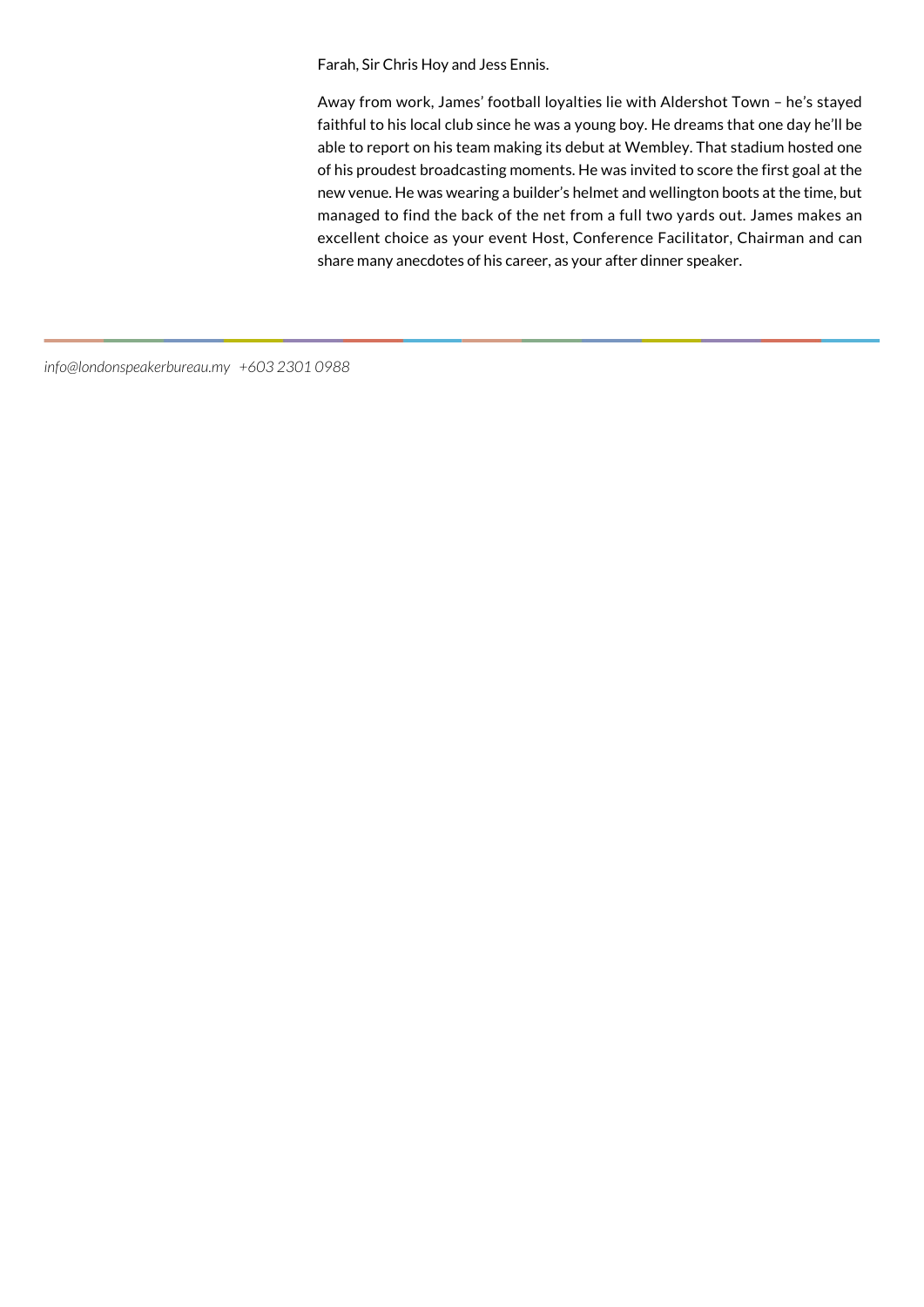Farah, Sir Chris Hoy and Jess Ennis.

Away from work, James' football loyalties lie with Aldershot Town – he's stayed faithful to his local club since he was a young boy. He dreams that one day he'll be able to report on his team making its debut at Wembley. That stadium hosted one of his proudest broadcasting moments. He was invited to score the first goal at the new venue. He was wearing a builder's helmet and wellington boots at the time, but managed to find the back of the net from a full two yards out. James makes an excellent choice as your event Host, Conference Facilitator, Chairman and can share many anecdotes of his career, as your after dinner speaker.